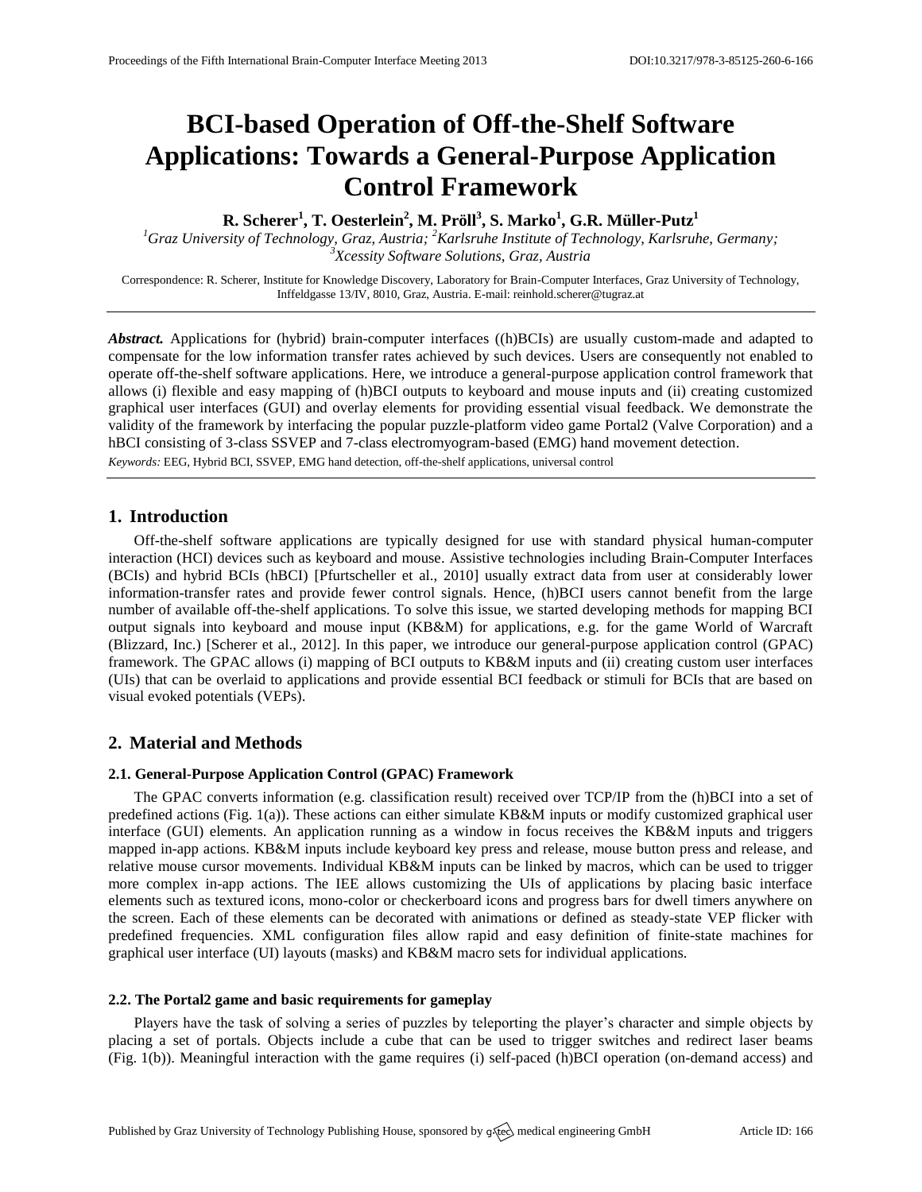# BCI-based Operation of Off-the-Shelf Software Applications: Towards a General-Purpose Application Control Framework

**R. Scherer[1], T. Oesterlein[2], M. Pröll[3], S. Marko[1], G.R. Müller-Putz[1]**

[1]*Graz University of Technology, Graz, Austria;* [2]*Karlsruhe Institute of Technology, Karlsruhe, Germany;* [3]*Xcessity Software Solutions, Graz, Austria*

Correspondence: R. Scherer, Institute for Knowledge Discovery, Laboratory for Brain-Computer Interfaces, Graz University of Technology, Inffeldgasse 13/IV, 8010, Graz, Austria. E-mail: reinhold.scherer@tugraz.at

***Abstract.*** Applications for (hybrid) brain-computer interfaces ((h)BCIs) are usually custom-made and adapted to compensate for the low information transfer rates achieved by such devices. Users are consequently not enabled to operate off-the-shelf software applications. Here, we introduce a general-purpose application control framework that allows (i) flexible and easy mapping of (h)BCI outputs to keyboard and mouse inputs and (ii) creating customized graphical user interfaces (GUI) and overlay elements for providing essential visual feedback. We demonstrate the validity of the framework by interfacing the popular puzzle-platform video game Portal2 (Valve Corporation) and a hBCI consisting of 3-class SSVEP and 7-class electromyogram-based (EMG) hand movement detection.

*Keywords:* EEG, Hybrid BCI, SSVEP, EMG hand detection, off-the-shelf applications, universal control

## 1. Introduction

Off-the-shelf software applications are typically designed for use with standard physical human-computer interaction (HCI) devices such as keyboard and mouse. Assistive technologies including Brain-Computer Interfaces (BCIs) and hybrid BCIs (hBCI) [Pfurtscheller et al., 2010] usually extract data from user at considerably lower information-transfer rates and provide fewer control signals. Hence, (h)BCI users cannot benefit from the large number of available off-the-shelf applications. To solve this issue, we started developing methods for mapping BCI output signals into keyboard and mouse input (KB&M) for applications, e.g. for the game World of Warcraft (Blizzard, Inc.) [Scherer et al., 2012]. In this paper, we introduce our general-purpose application control (GPAC) framework. The GPAC allows (i) mapping of BCI outputs to KB&M inputs and (ii) creating custom user interfaces (UIs) that can be overlaid to applications and provide essential BCI feedback or stimuli for BCIs that are based on visual evoked potentials (VEPs).

## 2. Material and Methods

### 2.1. General-Purpose Application Control (GPAC) Framework

The GPAC converts information (e.g. classification result) received over TCP/IP from the (h)BCI into a set of predefined actions (Fig. 1(a)). These actions can either simulate KB&M inputs or modify customized graphical user interface (GUI) elements. An application running as a window in focus receives the KB&M inputs and triggers mapped in-app actions. KB&M inputs include keyboard key press and release, mouse button press and release, and relative mouse cursor movements. Individual KB&M inputs can be linked by macros, which can be used to trigger more complex in-app actions. The IEE allows customizing the UIs of applications by placing basic interface elements such as textured icons, mono-color or checkerboard icons and progress bars for dwell timers anywhere on the screen. Each of these elements can be decorated with animations or defined as steady-state VEP flicker with predefined frequencies. XML configuration files allow rapid and easy definition of finite-state machines for graphical user interface (UI) layouts (masks) and KB&M macro sets for individual applications.

### 2.2. The Portal2 game and basic requirements for gameplay

Players have the task of solving a series of puzzles by teleporting the player's character and simple objects by placing a set of portals. Objects include a cube that can be used to trigger switches and redirect laser beams (Fig. 1(b)). Meaningful interaction with the game requires (i) self-paced (h)BCI operation (on-demand access) and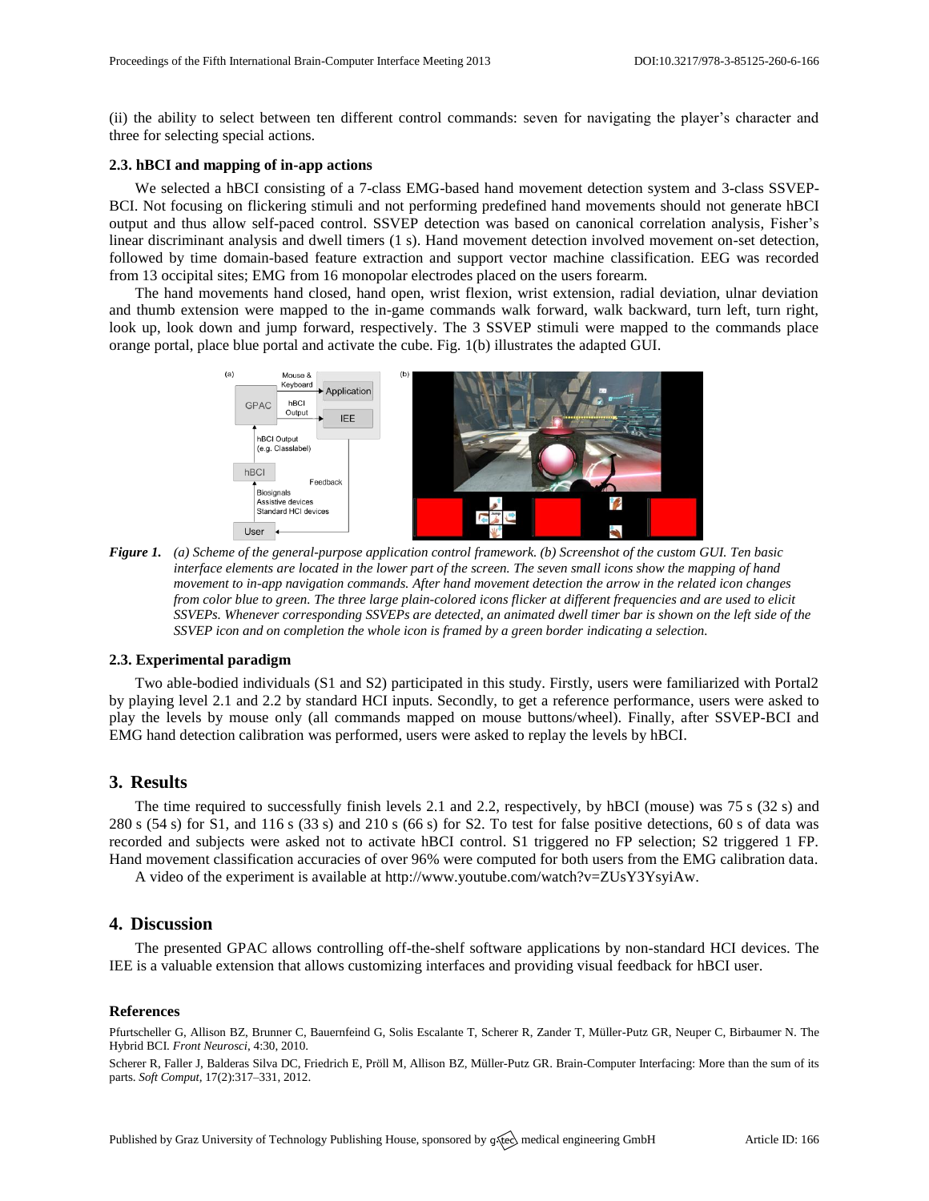(ii) the ability to select between ten different control commands: seven for navigating the player's character and three for selecting special actions.

### 2.3. hBCI and mapping of in-app actions

We selected a hBCI consisting of a 7-class EMG-based hand movement detection system and 3-class SSVEP-BCI. Not focusing on flickering stimuli and not performing predefined hand movements should not generate hBCI output and thus allow self-paced control. SSVEP detection was based on canonical correlation analysis, Fisher's linear discriminant analysis and dwell timers (1 s). Hand movement detection involved movement on-set detection, followed by time domain-based feature extraction and support vector machine classification. EEG was recorded from 13 occipital sites; EMG from 16 monopolar electrodes placed on the users forearm.

The hand movements hand closed, hand open, wrist flexion, wrist extension, radial deviation, ulnar deviation and thumb extension were mapped to the in-game commands walk forward, walk backward, turn left, turn right, look up, look down and jump forward, respectively. The 3 SSVEP stimuli were mapped to the commands place orange portal, place blue portal and activate the cube. Fig. 1(b) illustrates the adapted GUI.

(a)

Mouse & Keyboard

Application

GPAC

hBCI Output

IEE

hBCI Output (e.g. Classlabel)

hBCI

Feedback

Biosignals
Assistive devices
Standard HCI devices

User

(b)

***Figure 1.*** *(a) Scheme of the general-purpose application control framework. (b) Screenshot of the custom GUI. Ten basic interface elements are located in the lower part of the screen. The seven small icons show the mapping of hand movement to in-app navigation commands. After hand movement detection the arrow in the related icon changes from color blue to green. The three large plain-colored icons flicker at different frequencies and are used to elicit SSVEPs. Whenever corresponding SSVEPs are detected, an animated dwell timer bar is shown on the left side of the SSVEP icon and on completion the whole icon is framed by a green border indicating a selection.*

### 2.3. Experimental paradigm

Two able-bodied individuals (S1 and S2) participated in this study. Firstly, users were familiarized with Portal2 by playing level 2.1 and 2.2 by standard HCI inputs. Secondly, to get a reference performance, users were asked to play the levels by mouse only (all commands mapped on mouse buttons/wheel). Finally, after SSVEP-BCI and EMG hand detection calibration was performed, users were asked to replay the levels by hBCI.

## 3. Results

The time required to successfully finish levels 2.1 and 2.2, respectively, by hBCI (mouse) was 75 s (32 s) and 280 s (54 s) for S1, and 116 s (33 s) and 210 s (66 s) for S2. To test for false positive detections, 60 s of data was recorded and subjects were asked not to activate hBCI control. S1 triggered no FP selection; S2 triggered 1 FP. Hand movement classification accuracies of over 96% were computed for both users from the EMG calibration data.

A video of the experiment is available at http://www.youtube.com/watch?v=ZUsY3YsyiAw.

## 4. Discussion

The presented GPAC allows controlling off-the-shelf software applications by non-standard HCI devices. The IEE is a valuable extension that allows customizing interfaces and providing visual feedback for hBCI user.

### References

Pfurtscheller G, Allison BZ, Brunner C, Bauernfeind G, Solis Escalante T, Scherer R, Zander T, Müller-Putz GR, Neuper C, Birbaumer N. The Hybrid BCI. *Front Neurosci*, 4:30, 2010.

Scherer R, Faller J, Balderas Silva DC, Friedrich E, Pröll M, Allison BZ, Müller-Putz GR. Brain-Computer Interfacing: More than the sum of its parts. *Soft Comput*, 17(2):317–331, 2012.